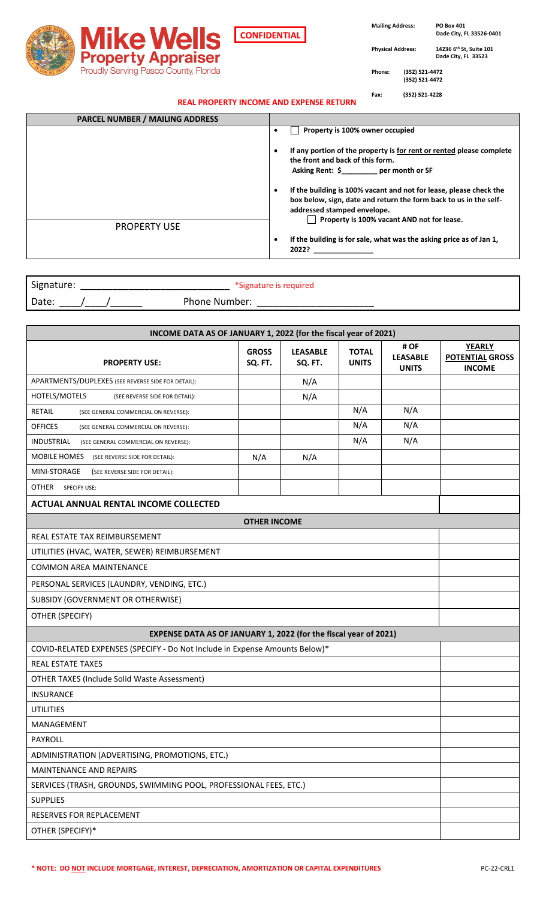**Mike Wells Property Appraiser**
Proudly Serving Pasco County, Florida

**CONFIDENTIAL**

**Mailing Address:** PO Box 401
Dade City, FL 33526-0401

**Physical Address:** 14236 6th St, Suite 101
Dade City, FL 33523

**Phone:** (352) 521-4472
(352) 521-4472

**Fax:** (352) 521-4228

## REAL PROPERTY INCOME AND EXPENSE RETURN

| PARCEL NUMBER / MAILING ADDRESS | |
|---|---|
| | ☐ **Property is 100% owner occupied** |
| | **If any portion of the property is for rent or rented please complete the front and back of this form.** **Asking Rent: $_________ per month or SF** |
| | **If the building is 100% vacant and not for lease, please check the box below, sign, date and return the form back to us in the self-addressed stamped envelope.** ☐ **Property is 100% vacant AND not for lease.** |
| PROPERTY USE | **If the building is for sale, what was the asking price as of Jan 1, 2022? ______________** |

Signature: ____________________________ *Signature is required

Date: ____/____/______ Phone Number: ______________________

| INCOME DATA AS OF JANUARY 1, 2022 (for the fiscal year of 2021) | | | | | |
|---|---|---|---|---|---|
| **PROPERTY USE:** | **GROSS SQ. FT.** | **LEASABLE SQ. FT.** | **TOTAL UNITS** | **# OF LEASABLE UNITS** | **YEARLY POTENTIAL GROSS INCOME** |
| APARTMENTS/DUPLEXES (SEE REVERSE SIDE FOR DETAIL): | | N/A | | | |
| HOTELS/MOTELS (SEE REVERSE SIDE FOR DETAIL): | | N/A | | | |
| RETAIL (SEE GENERAL COMMERCIAL ON REVERSE): | | | N/A | N/A | |
| OFFICES (SEE GENERAL COMMERCIAL ON REVERSE): | | | N/A | N/A | |
| INDUSTRIAL (SEE GENERAL COMMERCIAL ON REVERSE): | | | N/A | N/A | |
| MOBILE HOMES (SEE REVERSE SIDE FOR DETAIL): | N/A | N/A | | | |
| MINI-STORAGE (SEE REVERSE SIDE FOR DETAIL): | | | | | |
| OTHER SPECIFY USE: | | | | | |
| **ACTUAL ANNUAL RENTAL INCOME COLLECTED** | | | | | |

| OTHER INCOME | |
|---|---|
| REAL ESTATE TAX REIMBURSEMENT | |
| UTILITIES (HVAC, WATER, SEWER) REIMBURSEMENT | |
| COMMON AREA MAINTENANCE | |
| PERSONAL SERVICES (LAUNDRY, VENDING, ETC.) | |
| SUBSIDY (GOVERNMENT OR OTHERWISE) | |
| OTHER (SPECIFY) | |

| EXPENSE DATA AS OF JANUARY 1, 2022 (for the fiscal year of 2021) | |
|---|---|
| COVID-RELATED EXPENSES (SPECIFY - Do Not Include in Expense Amounts Below)* | |
| REAL ESTATE TAXES | |
| OTHER TAXES (Include Solid Waste Assessment) | |
| INSURANCE | |
| UTILITIES | |
| MANAGEMENT | |
| PAYROLL | |
| ADMINISTRATION (ADVERTISING, PROMOTIONS, ETC.) | |
| MAINTENANCE AND REPAIRS | |
| SERVICES (TRASH, GROUNDS, SWIMMING POOL, PROFESSIONAL FEES, ETC.) | |
| SUPPLIES | |
| RESERVES FOR REPLACEMENT | |
| OTHER (SPECIFY)* | |

**\* NOTE: DO NOT INCLUDE MORTGAGE, INTEREST, DEPRECIATION, AMORTIZATION OR CAPITAL EXPENDITURES**

PC-22-CRL1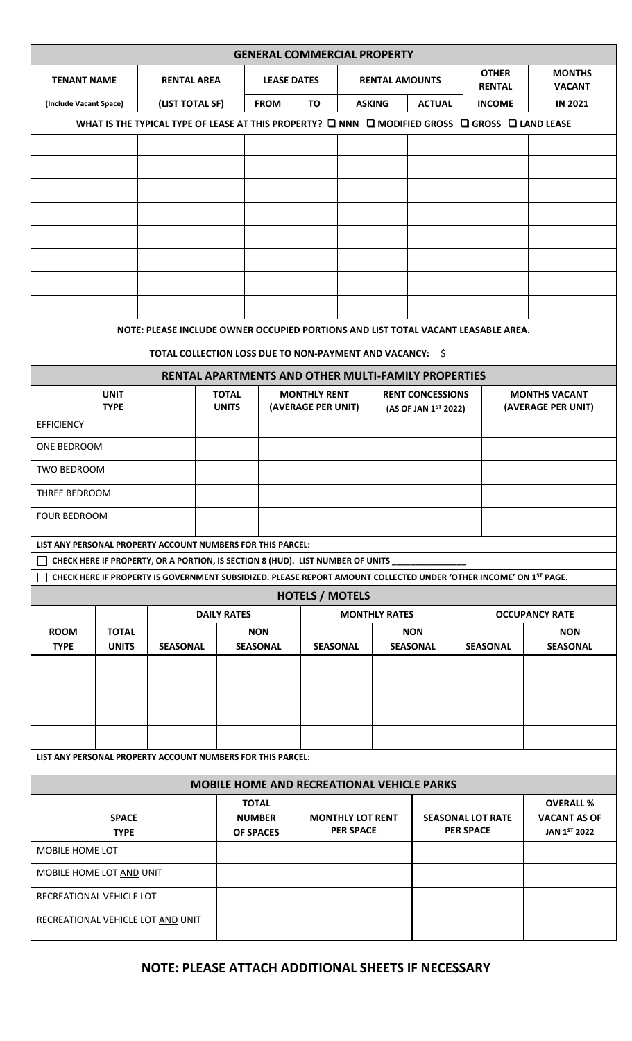## GENERAL COMMERCIAL PROPERTY

| TENANT NAME (Include Vacant Space) | RENTAL AREA (LIST TOTAL SF) | LEASE DATES FROM | LEASE DATES TO | RENTAL AMOUNTS ASKING | RENTAL AMOUNTS ACTUAL | OTHER RENTAL INCOME | MONTHS VACANT IN 2021 |
|---|---|---|---|---|---|---|---|
| WHAT IS THE TYPICAL TYPE OF LEASE AT THIS PROPERTY? ☐ NNN ☐ MODIFIED GROSS ☐ GROSS ☐ LAND LEASE | | | | | | | |
| | | | | | | | |
| | | | | | | | |
| | | | | | | | |
| | | | | | | | |
| | | | | | | | |
| | | | | | | | |
| | | | | | | | |
| | | | | | | | |

NOTE: PLEASE INCLUDE OWNER OCCUPIED PORTIONS AND LIST TOTAL VACANT LEASABLE AREA.

TOTAL COLLECTION LOSS DUE TO NON-PAYMENT AND VACANCY: $

## RENTAL APARTMENTS AND OTHER MULTI-FAMILY PROPERTIES

| UNIT TYPE | TOTAL UNITS | MONTHLY RENT (AVERAGE PER UNIT) | RENT CONCESSIONS (AS OF JAN 1ST 2022) | MONTHS VACANT (AVERAGE PER UNIT) |
|---|---|---|---|---|
| EFFICIENCY | | | | |
| ONE BEDROOM | | | | |
| TWO BEDROOM | | | | |
| THREE BEDROOM | | | | |
| FOUR BEDROOM | | | | |

LIST ANY PERSONAL PROPERTY ACCOUNT NUMBERS FOR THIS PARCEL:

☐ CHECK HERE IF PROPERTY, OR A PORTION, IS SECTION 8 (HUD). LIST NUMBER OF UNITS \_\_\_\_\_\_\_\_\_\_\_\_\_\_\_

☐ CHECK HERE IF PROPERTY IS GOVERNMENT SUBSIDIZED. PLEASE REPORT AMOUNT COLLECTED UNDER 'OTHER INCOME' ON 1ST PAGE.

## HOTELS / MOTELS

| ROOM TYPE | TOTAL UNITS | DAILY RATES SEASONAL | DAILY RATES NON SEASONAL | MONTHLY RATES SEASONAL | MONTHLY RATES NON SEASONAL | OCCUPANCY RATE SEASONAL | OCCUPANCY RATE NON SEASONAL |
|---|---|---|---|---|---|---|---|
| | | | | | | | |
| | | | | | | | |
| | | | | | | | |
| | | | | | | | |

LIST ANY PERSONAL PROPERTY ACCOUNT NUMBERS FOR THIS PARCEL:

## MOBILE HOME AND RECREATIONAL VEHICLE PARKS

| SPACE TYPE | TOTAL NUMBER OF SPACES | MONTHLY LOT RENT PER SPACE | SEASONAL LOT RATE PER SPACE | OVERALL % VACANT AS OF JAN 1ST 2022 |
|---|---|---|---|---|
| MOBILE HOME LOT | | | | |
| MOBILE HOME LOT AND UNIT | | | | |
| RECREATIONAL VEHICLE LOT | | | | |
| RECREATIONAL VEHICLE LOT AND UNIT | | | | |

**NOTE: PLEASE ATTACH ADDITIONAL SHEETS IF NECESSARY**